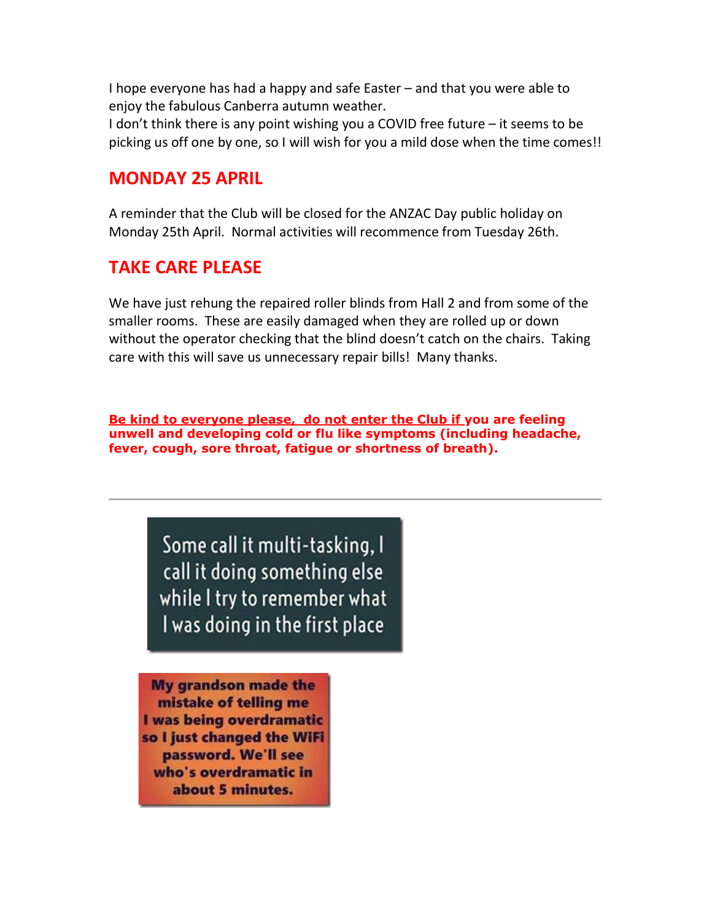I hope everyone has had a happy and safe Easter – and that you were able to enjoy the fabulous Canberra autumn weather.
I don't think there is any point wishing you a COVID free future – it seems to be picking us off one by one, so I will wish for you a mild dose when the time comes!!

## MONDAY 25 APRIL

A reminder that the Club will be closed for the ANZAC Day public holiday on Monday 25th April. Normal activities will recommence from Tuesday 26th.

## TAKE CARE PLEASE

We have just rehung the repaired roller blinds from Hall 2 and from some of the smaller rooms. These are easily damaged when they are rolled up or down without the operator checking that the blind doesn't catch on the chairs. Taking care with this will save us unnecessary repair bills! Many thanks.

**Be kind to everyone please, do not enter the Club if you are feeling unwell and developing cold or flu like symptoms (including headache, fever, cough, sore throat, fatigue or shortness of breath).**

---

Some call it multi-tasking, I call it doing something else while I try to remember what I was doing in the first place

**My grandson made the mistake of telling me I was being overdramatic so I just changed the WiFi password. We'll see who's overdramatic in about 5 minutes.**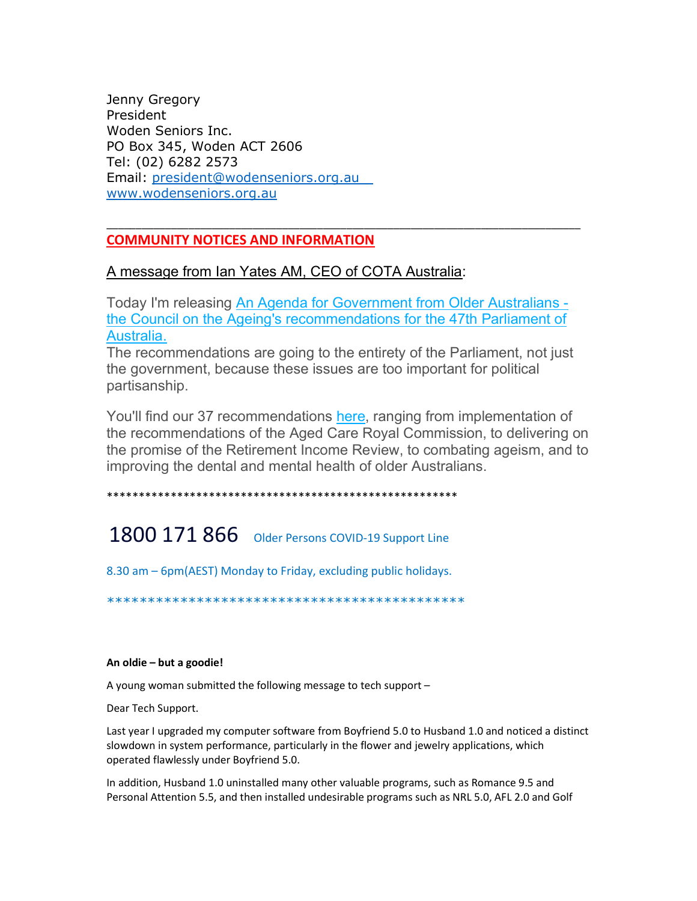Jenny Gregory
President
Woden Seniors Inc.
PO Box 345, Woden ACT 2606
Tel: (02) 6282 2573
Email: president@wodenseniors.org.au
www.wodenseniors.org.au

______________________________________________________________

## COMMUNITY NOTICES AND INFORMATION

A message from Ian Yates AM, CEO of COTA Australia:

Today I'm releasing An Agenda for Government from Older Australians - the Council on the Ageing's recommendations for the 47th Parliament of Australia.
The recommendations are going to the entirety of the Parliament, not just the government, because these issues are too important for political partisanship.

You'll find our 37 recommendations here, ranging from implementation of the recommendations of the Aged Care Royal Commission, to delivering on the promise of the Retirement Income Review, to combating ageism, and to improving the dental and mental health of older Australians.

**********************************************************

**1800 171 866** Older Persons COVID-19 Support Line

8.30 am – 6pm(AEST) Monday to Friday, excluding public holidays.

*********************************************

**An oldie – but a goodie!**

A young woman submitted the following message to tech support –

Dear Tech Support.

Last year I upgraded my computer software from Boyfriend 5.0 to Husband 1.0 and noticed a distinct slowdown in system performance, particularly in the flower and jewelry applications, which operated flawlessly under Boyfriend 5.0.

In addition, Husband 1.0 uninstalled many other valuable programs, such as Romance 9.5 and Personal Attention 5.5, and then installed undesirable programs such as NRL 5.0, AFL 2.0 and Golf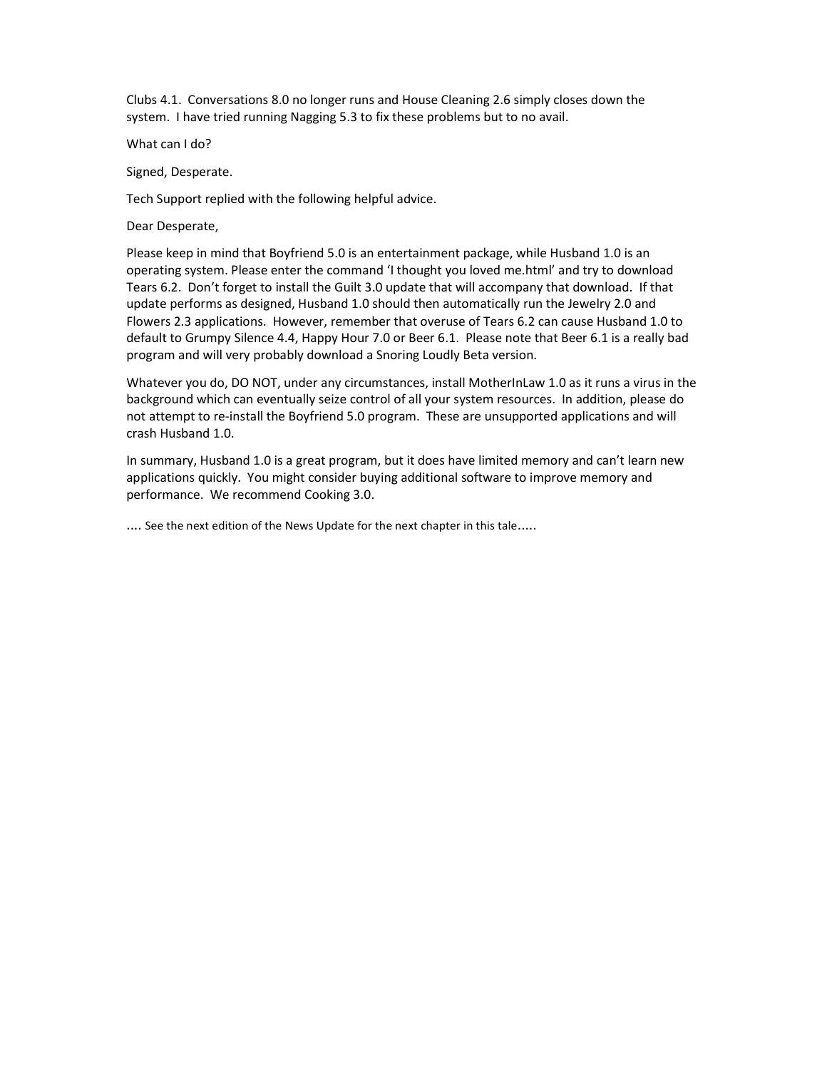Clubs 4.1. Conversations 8.0 no longer runs and House Cleaning 2.6 simply closes down the system. I have tried running Nagging 5.3 to fix these problems but to no avail.

What can I do?

Signed, Desperate.

Tech Support replied with the following helpful advice.

Dear Desperate,

Please keep in mind that Boyfriend 5.0 is an entertainment package, while Husband 1.0 is an operating system. Please enter the command 'I thought you loved me.html' and try to download Tears 6.2. Don't forget to install the Guilt 3.0 update that will accompany that download. If that update performs as designed, Husband 1.0 should then automatically run the Jewelry 2.0 and Flowers 2.3 applications. However, remember that overuse of Tears 6.2 can cause Husband 1.0 to default to Grumpy Silence 4.4, Happy Hour 7.0 or Beer 6.1. Please note that Beer 6.1 is a really bad program and will very probably download a Snoring Loudly Beta version.

Whatever you do, DO NOT, under any circumstances, install MotherInLaw 1.0 as it runs a virus in the background which can eventually seize control of all your system resources. In addition, please do not attempt to re-install the Boyfriend 5.0 program. These are unsupported applications and will crash Husband 1.0.

In summary, Husband 1.0 is a great program, but it does have limited memory and can't learn new applications quickly. You might consider buying additional software to improve memory and performance. We recommend Cooking 3.0.

.... See the next edition of the News Update for the next chapter in this tale.....